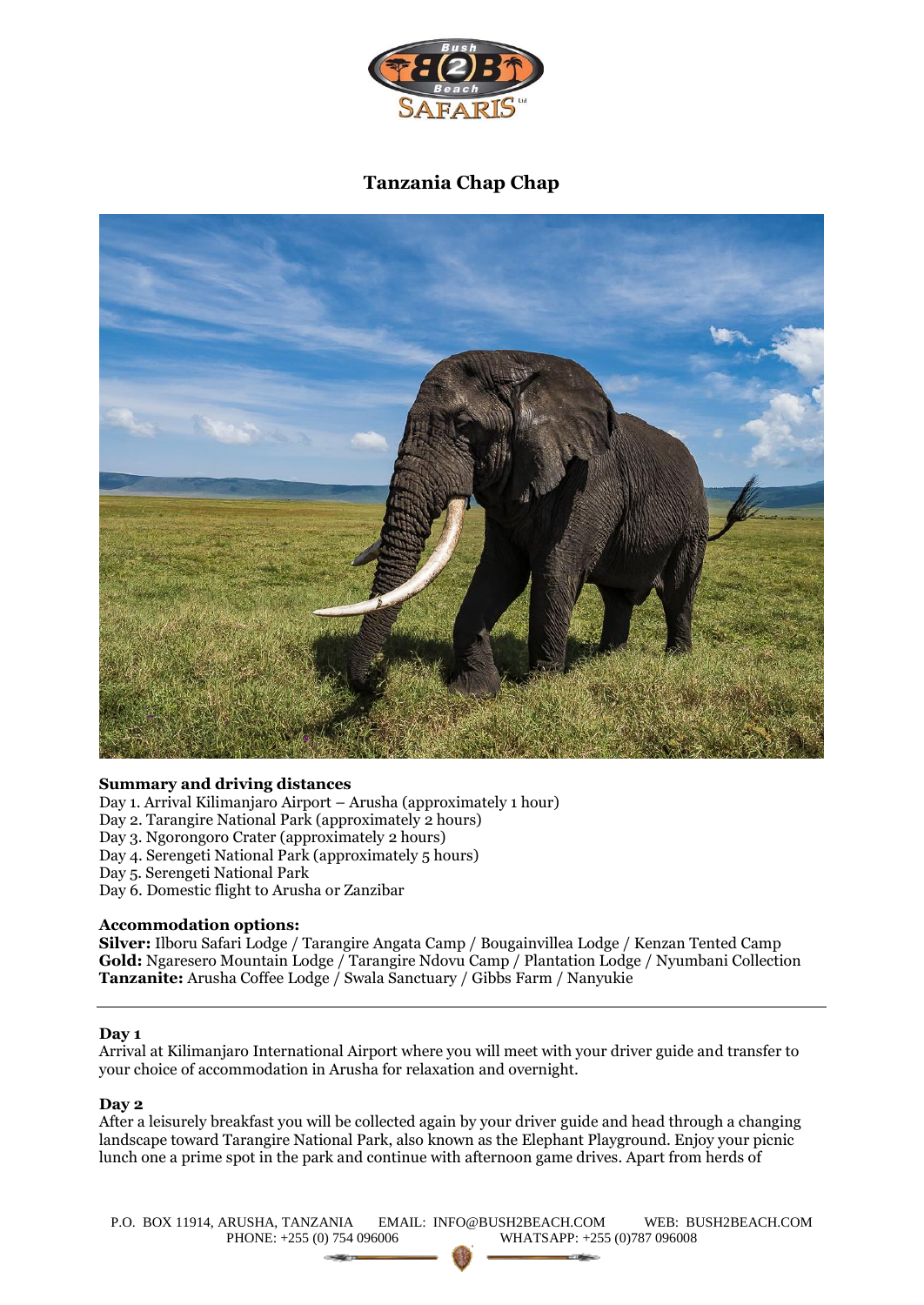# Tanzania Chap Chap

**Summary and driving distances**

Day 1. Arrival Kilimanjaro Airport – Arusha (approximately 1 hour)
Day 2. Tarangire National Park (approximately 2 hours)
Day 3. Ngorongoro Crater (approximately 2 hours)
Day 4. Serengeti National Park (approximately 5 hours)
Day 5. Serengeti National Park
Day 6. Domestic flight to Arusha or Zanzibar

**Accommodation options:**

**Silver:** Ilboru Safari Lodge / Tarangire Angata Camp / Bougainvillea Lodge / Kenzan Tented Camp
**Gold:** Ngaresero Mountain Lodge / Tarangire Ndovu Camp / Plantation Lodge / Nyumbani Collection
**Tanzanite:** Arusha Coffee Lodge / Swala Sanctuary / Gibbs Farm / Nanyukie

---

**Day 1**

Arrival at Kilimanjaro International Airport where you will meet with your driver guide and transfer to your choice of accommodation in Arusha for relaxation and overnight.

**Day 2**

After a leisurely breakfast you will be collected again by your driver guide and head through a changing landscape toward Tarangire National Park, also known as the Elephant Playground. Enjoy your picnic lunch one a prime spot in the park and continue with afternoon game drives. Apart from herds of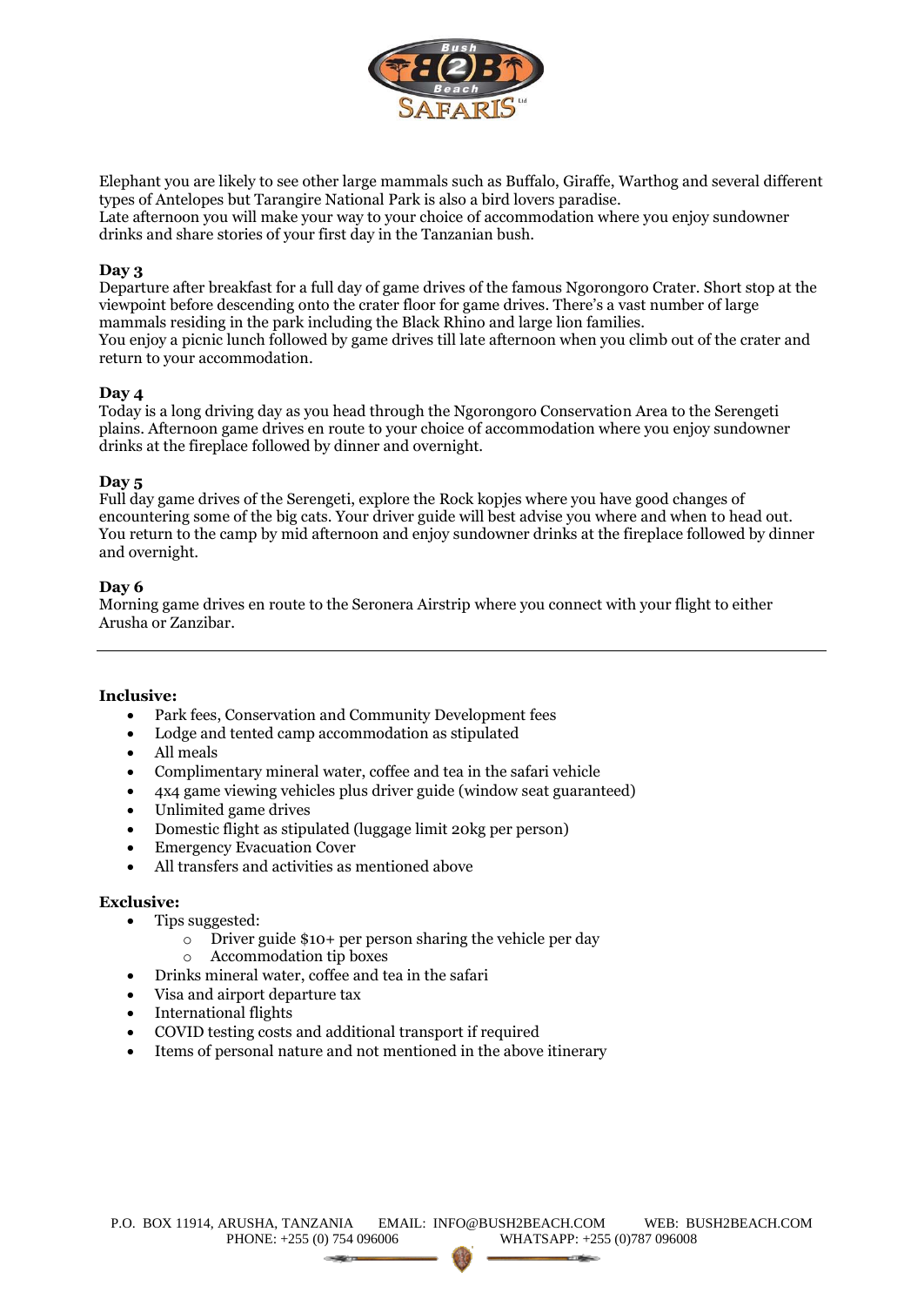Elephant you are likely to see other large mammals such as Buffalo, Giraffe, Warthog and several different types of Antelopes but Tarangire National Park is also a bird lovers paradise.
Late afternoon you will make your way to your choice of accommodation where you enjoy sundowner drinks and share stories of your first day in the Tanzanian bush.

**Day 3**
Departure after breakfast for a full day of game drives of the famous Ngorongoro Crater. Short stop at the viewpoint before descending onto the crater floor for game drives. There's a vast number of large mammals residing in the park including the Black Rhino and large lion families.
You enjoy a picnic lunch followed by game drives till late afternoon when you climb out of the crater and return to your accommodation.

**Day 4**
Today is a long driving day as you head through the Ngorongoro Conservation Area to the Serengeti plains. Afternoon game drives en route to your choice of accommodation where you enjoy sundowner drinks at the fireplace followed by dinner and overnight.

**Day 5**
Full day game drives of the Serengeti, explore the Rock kopjes where you have good changes of encountering some of the big cats. Your driver guide will best advise you where and when to head out. You return to the camp by mid afternoon and enjoy sundowner drinks at the fireplace followed by dinner and overnight.

**Day 6**
Morning game drives en route to the Seronera Airstrip where you connect with your flight to either Arusha or Zanzibar.

---

**Inclusive:**

- Park fees, Conservation and Community Development fees
- Lodge and tented camp accommodation as stipulated
- All meals
- Complimentary mineral water, coffee and tea in the safari vehicle
- 4x4 game viewing vehicles plus driver guide (window seat guaranteed)
- Unlimited game drives
- Domestic flight as stipulated (luggage limit 20kg per person)
- Emergency Evacuation Cover
- All transfers and activities as mentioned above

**Exclusive:**

- Tips suggested:
  - Driver guide $10+ per person sharing the vehicle per day
  - Accommodation tip boxes
- Drinks mineral water, coffee and tea in the safari
- Visa and airport departure tax
- International flights
- COVID testing costs and additional transport if required
- Items of personal nature and not mentioned in the above itinerary